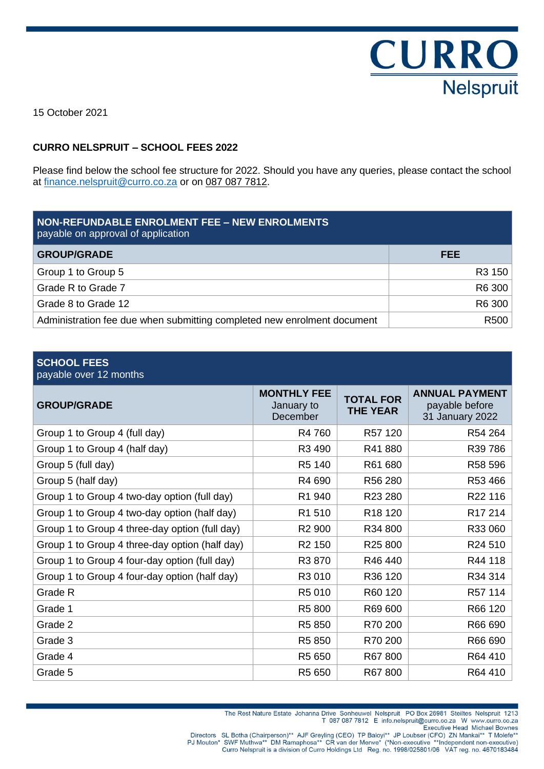CURRO
Nelspruit

15 October 2021

**CURRO NELSPRUIT – SCHOOL FEES 2022**

Please find below the school fee structure for 2022. Should you have any queries, please contact the school at finance.nelspruit@curro.co.za or on 087 087 7812.

| **NON-REFUNDABLE ENROLMENT FEE – NEW ENROLMENTS** payable on approval of application | |
|---|---|
| **GROUP/GRADE** | **FEE** |
| Group 1 to Group 5 | R3 150 |
| Grade R to Grade 7 | R6 300 |
| Grade 8 to Grade 12 | R6 300 |
| Administration fee due when submitting completed new enrolment document | R500 |

| **SCHOOL FEES** payable over 12 months | | | |
|---|---|---|---|
| **GROUP/GRADE** | **MONTHLY FEE** January to December | **TOTAL FOR THE YEAR** | **ANNUAL PAYMENT** payable before 31 January 2022 |
| Group 1 to Group 4 (full day) | R4 760 | R57 120 | R54 264 |
| Group 1 to Group 4 (half day) | R3 490 | R41 880 | R39 786 |
| Group 5 (full day) | R5 140 | R61 680 | R58 596 |
| Group 5 (half day) | R4 690 | R56 280 | R53 466 |
| Group 1 to Group 4 two-day option (full day) | R1 940 | R23 280 | R22 116 |
| Group 1 to Group 4 two-day option (half day) | R1 510 | R18 120 | R17 214 |
| Group 1 to Group 4 three-day option (full day) | R2 900 | R34 800 | R33 060 |
| Group 1 to Group 4 three-day option (half day) | R2 150 | R25 800 | R24 510 |
| Group 1 to Group 4 four-day option (full day) | R3 870 | R46 440 | R44 118 |
| Group 1 to Group 4 four-day option (half day) | R3 010 | R36 120 | R34 314 |
| Grade R | R5 010 | R60 120 | R57 114 |
| Grade 1 | R5 800 | R69 600 | R66 120 |
| Grade 2 | R5 850 | R70 200 | R66 690 |
| Grade 3 | R5 850 | R70 200 | R66 690 |
| Grade 4 | R5 650 | R67 800 | R64 410 |
| Grade 5 | R5 650 | R67 800 | R64 410 |

The Rest Nature Estate Johanna Drive Sonheuwel Nelspruit PO Box 26981 Steiltes Nelspruit 1213
T 087 087 7812 E info.nelspruit@curro.co.za W www.curro.co.za
Executive Head Michael Bownes
Directors SL Botha (Chairperson)** AJF Greyling (CEO) TP Baloyi** JP Loubser (CFO) ZN Mankai** T Molefe**
PJ Mouton* SWF Muthwa** DM Ramaphosa** CR van der Merwe* (*Non-executive **Independent non-executive)
Curro Nelspruit is a division of Curro Holdings Ltd Reg. no. 1998/025801/06 VAT reg. no. 4670183484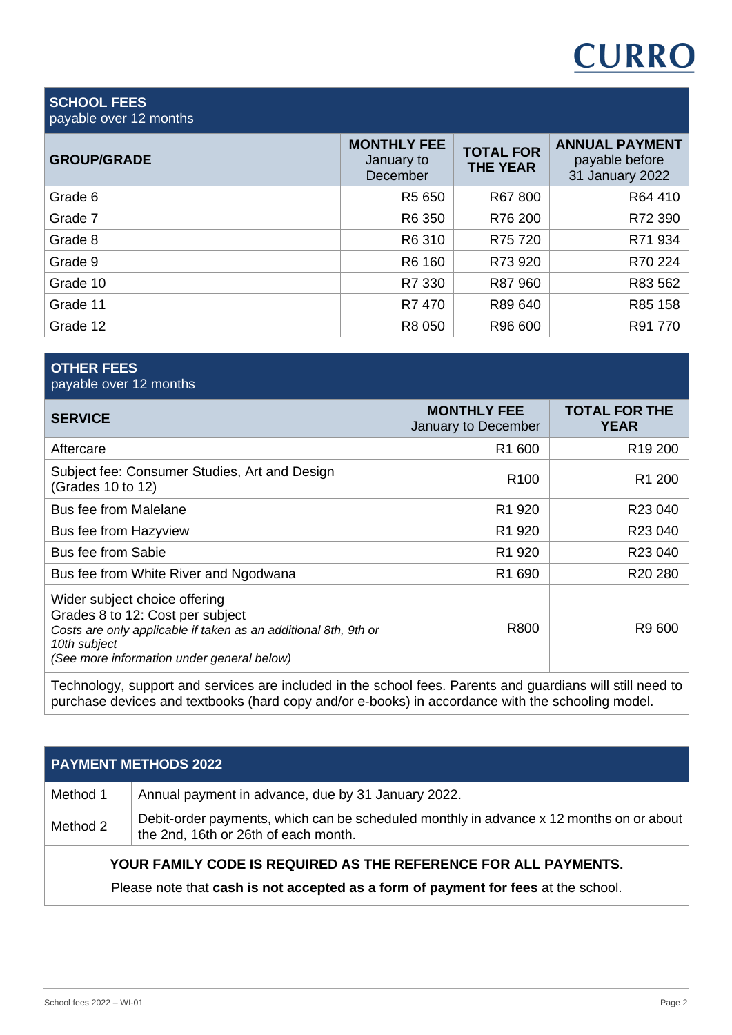## SCHOOL FEES
payable over 12 months

| GROUP/GRADE | MONTHLY FEE January to December | TOTAL FOR THE YEAR | ANNUAL PAYMENT payable before 31 January 2022 |
|---|---|---|---|
| Grade 6 | R5 650 | R67 800 | R64 410 |
| Grade 7 | R6 350 | R76 200 | R72 390 |
| Grade 8 | R6 310 | R75 720 | R71 934 |
| Grade 9 | R6 160 | R73 920 | R70 224 |
| Grade 10 | R7 330 | R87 960 | R83 562 |
| Grade 11 | R7 470 | R89 640 | R85 158 |
| Grade 12 | R8 050 | R96 600 | R91 770 |

## OTHER FEES
payable over 12 months

| SERVICE | MONTHLY FEE January to December | TOTAL FOR THE YEAR |
|---|---|---|
| Aftercare | R1 600 | R19 200 |
| Subject fee: Consumer Studies, Art and Design (Grades 10 to 12) | R100 | R1 200 |
| Bus fee from Malelane | R1 920 | R23 040 |
| Bus fee from Hazyview | R1 920 | R23 040 |
| Bus fee from Sabie | R1 920 | R23 040 |
| Bus fee from White River and Ngodwana | R1 690 | R20 280 |
| Wider subject choice offering Grades 8 to 12: Cost per subject *Costs are only applicable if taken as an additional 8th, 9th or 10th subject (See more information under general below)* | R800 | R9 600 |

Technology, support and services are included in the school fees. Parents and guardians will still need to purchase devices and textbooks (hard copy and/or e-books) in accordance with the schooling model.

## PAYMENT METHODS 2022

| | |
|---|---|
| Method 1 | Annual payment in advance, due by 31 January 2022. |
| Method 2 | Debit-order payments, which can be scheduled monthly in advance x 12 months on or about the 2nd, 16th or 26th of each month. |

**YOUR FAMILY CODE IS REQUIRED AS THE REFERENCE FOR ALL PAYMENTS.**

Please note that **cash is not accepted as a form of payment for fees** at the school.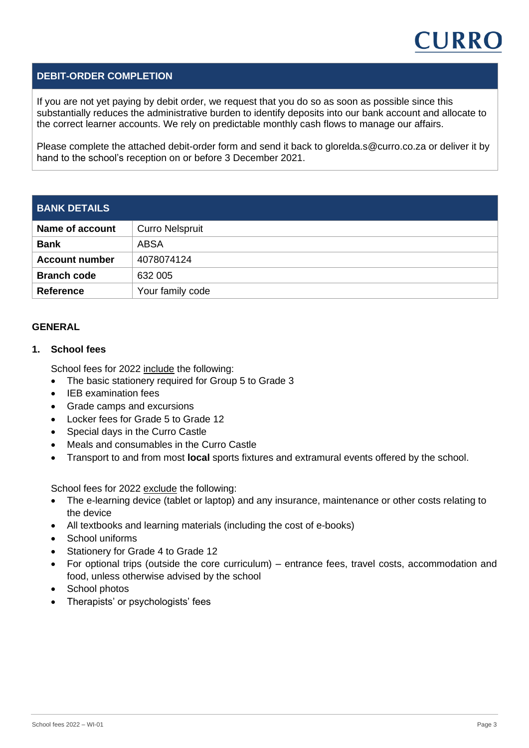## DEBIT-ORDER COMPLETION

If you are not yet paying by debit order, we request that you do so as soon as possible since this substantially reduces the administrative burden to identify deposits into our bank account and allocate to the correct learner accounts. We rely on predictable monthly cash flows to manage our affairs.

Please complete the attached debit-order form and send it back to glorelda.s@curro.co.za or deliver it by hand to the school's reception on or before 3 December 2021.

## BANK DETAILS

| | |
|---|---|
| **Name of account** | Curro Nelspruit |
| **Bank** | ABSA |
| **Account number** | 4078074124 |
| **Branch code** | 632 005 |
| **Reference** | Your family code |

## GENERAL

### 1. School fees

School fees for 2022 include the following:

- The basic stationery required for Group 5 to Grade 3
- IEB examination fees
- Grade camps and excursions
- Locker fees for Grade 5 to Grade 12
- Special days in the Curro Castle
- Meals and consumables in the Curro Castle
- Transport to and from most **local** sports fixtures and extramural events offered by the school.

School fees for 2022 exclude the following:

- The e-learning device (tablet or laptop) and any insurance, maintenance or other costs relating to the device
- All textbooks and learning materials (including the cost of e-books)
- School uniforms
- Stationery for Grade 4 to Grade 12
- For optional trips (outside the core curriculum) – entrance fees, travel costs, accommodation and food, unless otherwise advised by the school
- School photos
- Therapists' or psychologists' fees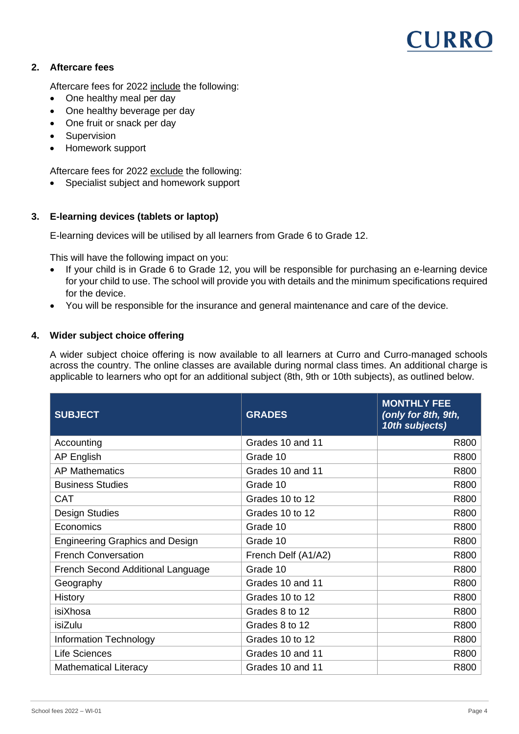## 2. Aftercare fees

Aftercare fees for 2022 include the following:

- One healthy meal per day
- One healthy beverage per day
- One fruit or snack per day
- Supervision
- Homework support

Aftercare fees for 2022 exclude the following:

- Specialist subject and homework support

## 3. E-learning devices (tablets or laptop)

E-learning devices will be utilised by all learners from Grade 6 to Grade 12.

This will have the following impact on you:

- If your child is in Grade 6 to Grade 12, you will be responsible for purchasing an e-learning device for your child to use. The school will provide you with details and the minimum specifications required for the device.
- You will be responsible for the insurance and general maintenance and care of the device.

## 4. Wider subject choice offering

A wider subject choice offering is now available to all learners at Curro and Curro-managed schools across the country. The online classes are available during normal class times. An additional charge is applicable to learners who opt for an additional subject (8th, 9th or 10th subjects), as outlined below.

| SUBJECT | GRADES | MONTHLY FEE *(only for 8th, 9th, 10th subjects)* |
|---|---|---|
| Accounting | Grades 10 and 11 | R800 |
| AP English | Grade 10 | R800 |
| AP Mathematics | Grades 10 and 11 | R800 |
| Business Studies | Grade 10 | R800 |
| CAT | Grades 10 to 12 | R800 |
| Design Studies | Grades 10 to 12 | R800 |
| Economics | Grade 10 | R800 |
| Engineering Graphics and Design | Grade 10 | R800 |
| French Conversation | French Delf (A1/A2) | R800 |
| French Second Additional Language | Grade 10 | R800 |
| Geography | Grades 10 and 11 | R800 |
| History | Grades 10 to 12 | R800 |
| isiXhosa | Grades 8 to 12 | R800 |
| isiZulu | Grades 8 to 12 | R800 |
| Information Technology | Grades 10 to 12 | R800 |
| Life Sciences | Grades 10 and 11 | R800 |
| Mathematical Literacy | Grades 10 and 11 | R800 |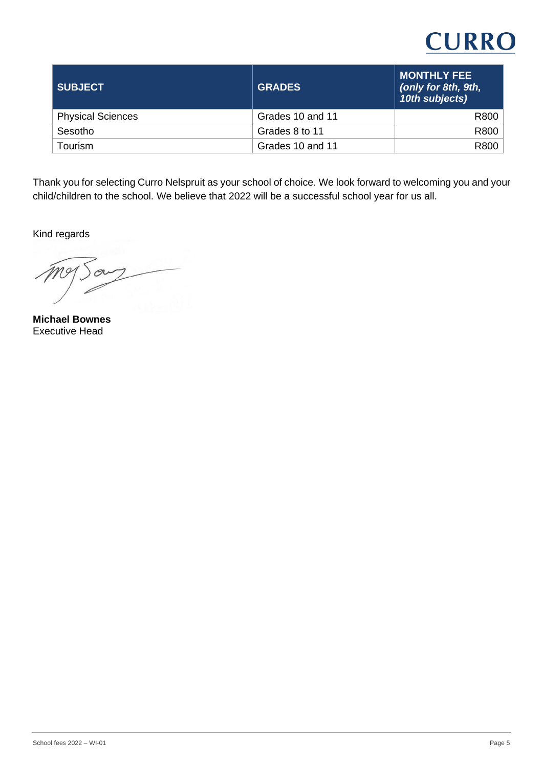| SUBJECT | GRADES | MONTHLY FEE *(only for 8th, 9th, 10th subjects)* |
|---|---|---|
| Physical Sciences | Grades 10 and 11 | R800 |
| Sesotho | Grades 8 to 11 | R800 |
| Tourism | Grades 10 and 11 | R800 |

Thank you for selecting Curro Nelspruit as your school of choice. We look forward to welcoming you and your child/children to the school. We believe that 2022 will be a successful school year for us all.

Kind regards

**Michael Bownes**
Executive Head